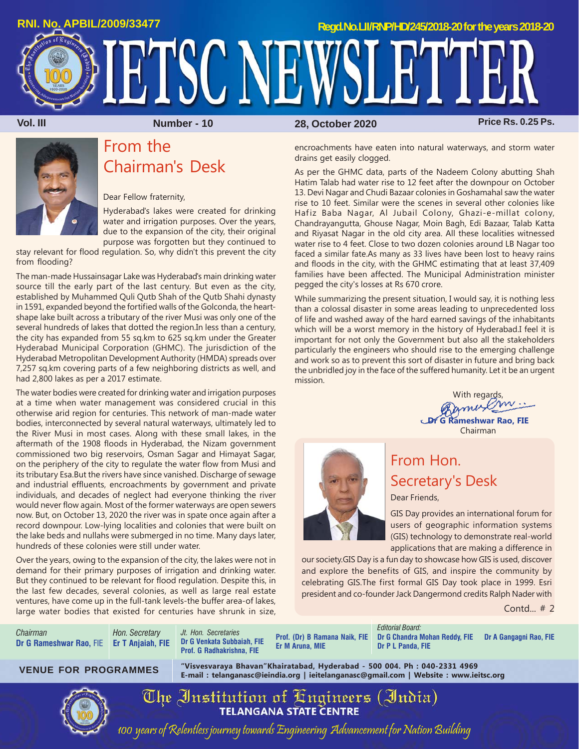RNI. No. APBIL/2009/33477

Regd.No.LII/RNP/HD/245/2018-20 for the years 2018-20

# IETSC NEWSLETTER

Vol. III | Number - 10 | 28, October 2020 | Price Rs. 0.25 Ps.

## From the Chairman's Desk

Dear Fellow fraternity,

Hyderabad's lakes were created for drinking water and irrigation purposes. Over the years, due to the expansion of the city, their original purpose was forgotten but they continued to stay relevant for flood regulation. So, why didn't this prevent the city from flooding?

The man-made Hussainsagar Lake was Hyderabad's main drinking water source till the early part of the last century. But even as the city, established by Muhammed Quli Qutb Shah of the Qutb Shahi dynasty in 1591, expanded beyond the fortified walls of the Golconda, the heart-shape lake built across a tributary of the river Musi was only one of the several hundreds of lakes that dotted the region.In less than a century, the city has expanded from 55 sq.km to 625 sq.km under the Greater Hyderabad Municipal Corporation (GHMC). The jurisdiction of the Hyderabad Metropolitan Development Authority (HMDA) spreads over 7,257 sq.km covering parts of a few neighboring districts as well, and had 2,800 lakes as per a 2017 estimate.

The water bodies were created for drinking water and irrigation purposes at a time when water management was considered crucial in this otherwise arid region for centuries. This network of man-made water bodies, interconnected by several natural waterways, ultimately led to the River Musi in most cases. Along with these small lakes, in the aftermath of the 1908 floods in Hyderabad, the Nizam government commissioned two big reservoirs, Osman Sagar and Himayat Sagar, on the periphery of the city to regulate the water flow from Musi and its tributary Esa.But the rivers have since vanished. Discharge of sewage and industrial effluents, encroachments by government and private individuals, and decades of neglect had everyone thinking the river would never flow again. Most of the former waterways are open sewers now. But, on October 13, 2020 the river was in spate once again after a record downpour. Low-lying localities and colonies that were built on the lake beds and nullahs were submerged in no time. Many days later, hundreds of these colonies were still under water.

Over the years, owing to the expansion of the city, the lakes were not in demand for their primary purposes of irrigation and drinking water. But they continued to be relevant for flood regulation. Despite this, in the last few decades, several colonies, as well as large real estate ventures, have come up in the full-tank levels-the buffer area-of lakes, large water bodies that existed for centuries have shrunk in size, encroachments have eaten into natural waterways, and storm water drains get easily clogged.

As per the GHMC data, parts of the Nadeem Colony abutting Shah Hatim Talab had water rise to 12 feet after the downpour on October 13. Devi Nagar and Chudi Bazaar colonies in Goshamahal saw the water rise to 10 feet. Similar were the scenes in several other colonies like Hafiz Baba Nagar, Al Jubail Colony, Ghazi-e-millat colony, Chandrayangutta, Ghouse Nagar, Moin Bagh, Edi Bazaar, Talab Katta and Riyasat Nagar in the old city area. All these localities witnessed water rise to 4 feet. Close to two dozen colonies around LB Nagar too faced a similar fate.As many as 33 lives have been lost to heavy rains and floods in the city, with the GHMC estimating that at least 37,409 families have been affected. The Municipal Administration minister pegged the city's losses at Rs 670 crore.

While summarizing the present situation, I would say, it is nothing less than a colossal disaster in some areas leading to unprecedented loss of life and washed away of the hard earned savings of the inhabitants which will be a worst memory in the history of Hyderabad.I feel it is important for not only the Government but also all the stakeholders particularly the engineers who should rise to the emerging challenge and work so as to prevent this sort of disaster in future and bring back the unbridled joy in the face of the suffered humanity. Let it be an urgent mission.

With regards,

**Dr G Rameshwar Rao, FIE**
Chairman

## From Hon. Secretary's Desk

Dear Friends,

GIS Day provides an international forum for users of geographic information systems (GIS) technology to demonstrate real-world applications that are making a difference in our society.GIS Day is a fun day to showcase how GIS is used, discover and explore the benefits of GIS, and inspire the community by celebrating GIS.The first formal GIS Day took place in 1999. Esri president and co-founder Jack Dangermond credits Ralph Nader with

Contd... # 2

*Chairman* **Dr G Rameshwar Rao,** FIE | *Hon. Secretary* **Er T Anjaiah, FIE** | *Jt. Hon. Secretaries* **Dr G Venkata Subbaiah, FIE**, **Prof. G Radhakrishna, FIE** | *Editorial Board:* **Prof. (Dr) B Ramana Naik, FIE**, **Er M Aruna, MIE**, **Dr G Chandra Mohan Reddy, FIE**, **Dr P L Panda, FIE**, **Dr A Gangagni Rao, FIE**

**VENUE FOR PROGRAMMES** — **"Visvesvaraya Bhavan"Khairatabad, Hyderabad - 500 004. Ph : 040-2331 4969**
**E-mail : telanganasc@ieindia.org | ieitelanganasc@gmail.com | Website : www.ieitsc.org**

The Institution of Engineers (India)
TELANGANA STATE CENTRE

*100 years of Relentless journey towards Engineering Advancement for Nation Building*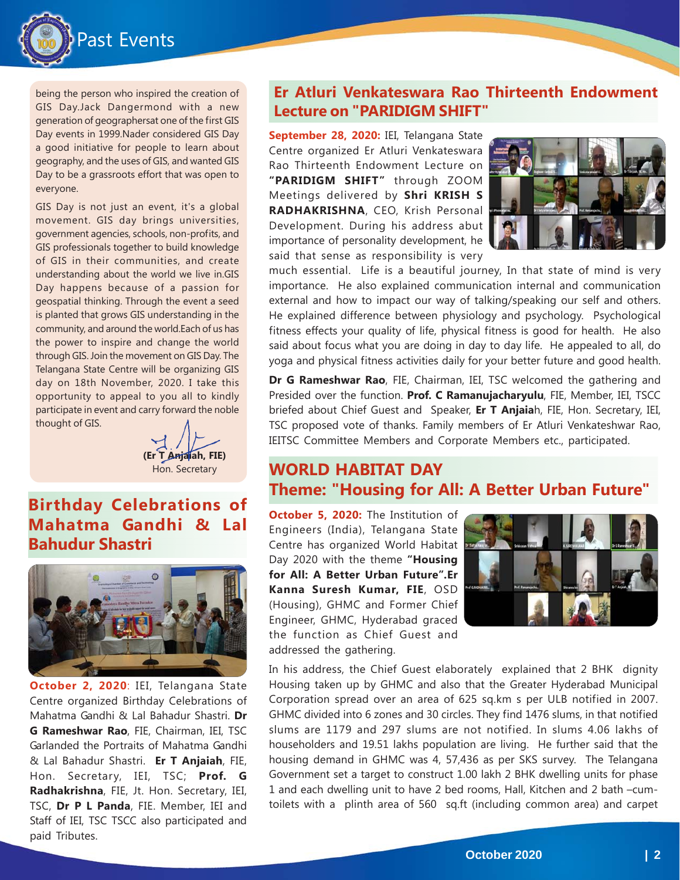being the person who inspired the creation of GIS Day.Jack Dangermond with a new generation of geographersat one of the first GIS Day events in 1999.Nader considered GIS Day a good initiative for people to learn about geography, and the uses of GIS, and wanted GIS Day to be a grassroots effort that was open to everyone.

GIS Day is not just an event, it's a global movement. GIS day brings universities, government agencies, schools, non-profits, and GIS professionals together to build knowledge of GIS in their communities, and create understanding about the world we live in.GIS Day happens because of a passion for geospatial thinking. Through the event a seed is planted that grows GIS understanding in the community, and around the world.Each of us has the power to inspire and change the world through GIS. Join the movement on GIS Day. The Telangana State Centre will be organizing GIS day on 18th November, 2020. I take this opportunity to appeal to you all to kindly participate in event and carry forward the noble thought of GIS.

**(Er T Anjaiah, FIE)**
Hon. Secretary

## Birthday Celebrations of Mahatma Gandhi & Lal Bahudur Shastri

**October 2, 2020**: IEI, Telangana State Centre organized Birthday Celebrations of Mahatma Gandhi & Lal Bahudur Shastri. **Dr G Rameshwar Rao**, FIE, Chairman, IEI, TSC Garlanded the Portraits of Mahatma Gandhi & Lal Bahudur Shastri. **Er T Anjaiah**, FIE, Hon. Secretary, IEI, TSC; **Prof. G Radhakrishna**, FIE, Jt. Hon. Secretary, IEI, TSC, **Dr P L Panda**, FIE. Member, IEI and Staff of IEI, TSC TSCC also participated and paid Tributes.

## Er Atluri Venkateswara Rao Thirteenth Endowment Lecture on "PARIDIGM SHIFT"

**September 28, 2020:** IEI, Telangana State Centre organized Er Atluri Venkateswara Rao Thirteenth Endowment Lecture on **"PARIDIGM SHIFT"** through ZOOM Meetings delivered by **Shri KRISH S RADHAKRISHNA**, CEO, Krish Personal Development. During his address abut importance of personality development, he said that sense as responsibility is very much essential. Life is a beautiful journey, In that state of mind is very importance. He also explained communication internal and communication external and how to impact our way of talking/speaking our self and others. He explained difference between physiology and psychology. Psychological fitness effects your quality of life, physical fitness is good for health. He also said about focus what you are doing in day to day life. He appealed to all, do yoga and physical fitness activities daily for your better future and good health.

**Dr G Rameshwar Rao**, FIE, Chairman, IEI, TSC welcomed the gathering and Presided over the function. **Prof. C Ramanujacharyulu**, FIE, Member, IEI, TSCC briefed about Chief Guest and Speaker, **Er T Anjaia**h, FIE, Hon. Secretary, IEI, TSC proposed vote of thanks. Family members of Er Atluri Venkateshwar Rao, IEITSC Committee Members and Corporate Members etc., participated.

## WORLD HABITAT DAY
## Theme: "Housing for All: A Better Urban Future"

**October 5, 2020:** The Institution of Engineers (India), Telangana State Centre has organized World Habitat Day 2020 with the theme **"Housing for All: A Better Urban Future".Er Kanna Suresh Kumar, FIE**, OSD (Housing), GHMC and Former Chief Engineer, GHMC, Hyderabad graced the function as Chief Guest and addressed the gathering.

In his address, the Chief Guest elaborately explained that 2 BHK dignity Housing taken up by GHMC and also that the Greater Hyderabad Municipal Corporation spread over an area of 625 sq.km s per ULB notified in 2007. GHMC divided into 6 zones and 30 circles. They find 1476 slums, in that notified slums are 1179 and 297 slums are not notified. In slums 4.06 lakhs of householders and 19.51 lakhs population are living. He further said that the housing demand in GHMC was 4, 57,436 as per SKS survey. The Telangana Government set a target to construct 1.00 lakh 2 BHK dwelling units for phase 1 and each dwelling unit to have 2 bed rooms, Hall, Kitchen and 2 bath –cum-toilets with a plinth area of 560 sq.ft (including common area) and carpet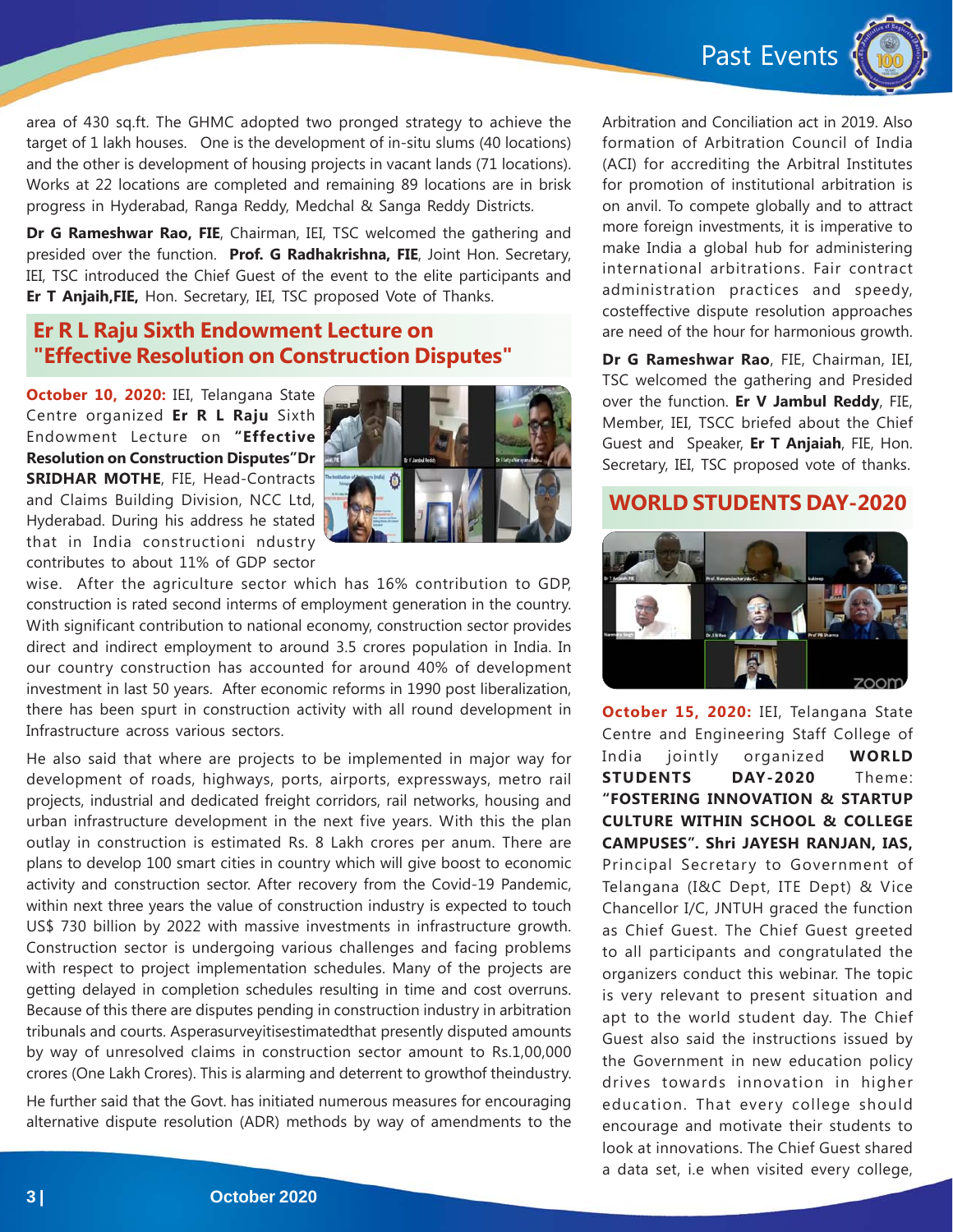area of 430 sq.ft. The GHMC adopted two pronged strategy to achieve the target of 1 lakh houses. One is the development of in-situ slums (40 locations) and the other is development of housing projects in vacant lands (71 locations). Works at 22 locations are completed and remaining 89 locations are in brisk progress in Hyderabad, Ranga Reddy, Medchal & Sanga Reddy Districts.

**Dr G Rameshwar Rao, FIE**, Chairman, IEI, TSC welcomed the gathering and presided over the function. **Prof. G Radhakrishna, FIE**, Joint Hon. Secretary, IEI, TSC introduced the Chief Guest of the event to the elite participants and **Er T Anjaih,FIE,** Hon. Secretary, IEI, TSC proposed Vote of Thanks.

## Er R L Raju Sixth Endowment Lecture on "Effective Resolution on Construction Disputes"

**October 10, 2020:** IEI, Telangana State Centre organized **Er R L Raju** Sixth Endowment Lecture on **"Effective Resolution on Construction Disputes"Dr SRIDHAR MOTHE**, FIE, Head-Contracts and Claims Building Division, NCC Ltd, Hyderabad. During his address he stated that in India constructioni ndustry contributes to about 11% of GDP sector wise. After the agriculture sector which has 16% contribution to GDP, construction is rated second interms of employment generation in the country. With significant contribution to national economy, construction sector provides direct and indirect employment to around 3.5 crores population in India. In our country construction has accounted for around 40% of development investment in last 50 years. After economic reforms in 1990 post liberalization, there has been spurt in construction activity with all round development in Infrastructure across various sectors.

He also said that where are projects to be implemented in major way for development of roads, highways, ports, airports, expressways, metro rail projects, industrial and dedicated freight corridors, rail networks, housing and urban infrastructure development in the next five years. With this the plan outlay in construction is estimated Rs. 8 Lakh crores per anum. There are plans to develop 100 smart cities in country which will give boost to economic activity and construction sector. After recovery from the Covid-19 Pandemic, within next three years the value of construction industry is expected to touch US$ 730 billion by 2022 with massive investments in infrastructure growth. Construction sector is undergoing various challenges and facing problems with respect to project implementation schedules. Many of the projects are getting delayed in completion schedules resulting in time and cost overruns. Because of this there are disputes pending in construction industry in arbitration tribunals and courts. Asperasurveyitisestimatedthat presently disputed amounts by way of unresolved claims in construction sector amount to Rs.1,00,000 crores (One Lakh Crores). This is alarming and deterrent to growthof theindustry.

He further said that the Govt. has initiated numerous measures for encouraging alternative dispute resolution (ADR) methods by way of amendments to the Arbitration and Conciliation act in 2019. Also formation of Arbitration Council of India (ACI) for accrediting the Arbitral Institutes for promotion of institutional arbitration is on anvil. To compete globally and to attract more foreign investments, it is imperative to make India a global hub for administering international arbitrations. Fair contract administration practices and speedy, costeffective dispute resolution approaches are need of the hour for harmonious growth.

**Dr G Rameshwar Rao**, FIE, Chairman, IEI, TSC welcomed the gathering and Presided over the function. **Er V Jambul Reddy**, FIE, Member, IEI, TSCC briefed about the Chief Guest and Speaker, **Er T Anjaiah**, FIE, Hon. Secretary, IEI, TSC proposed vote of thanks.

## WORLD STUDENTS DAY-2020

**October 15, 2020:** IEI, Telangana State Centre and Engineering Staff College of India jointly organized **WORLD STUDENTS DAY-2020** Theme: **"FOSTERING INNOVATION & STARTUP CULTURE WITHIN SCHOOL & COLLEGE CAMPUSES". Shri JAYESH RANJAN, IAS,** Principal Secretary to Government of Telangana (I&C Dept, ITE Dept) & Vice Chancellor I/C, JNTUH graced the function as Chief Guest. The Chief Guest greeted to all participants and congratulated the organizers conduct this webinar. The topic is very relevant to present situation and apt to the world student day. The Chief Guest also said the instructions issued by the Government in new education policy drives towards innovation in higher education. That every college should encourage and motivate their students to look at innovations. The Chief Guest shared a data set, i.e when visited every college,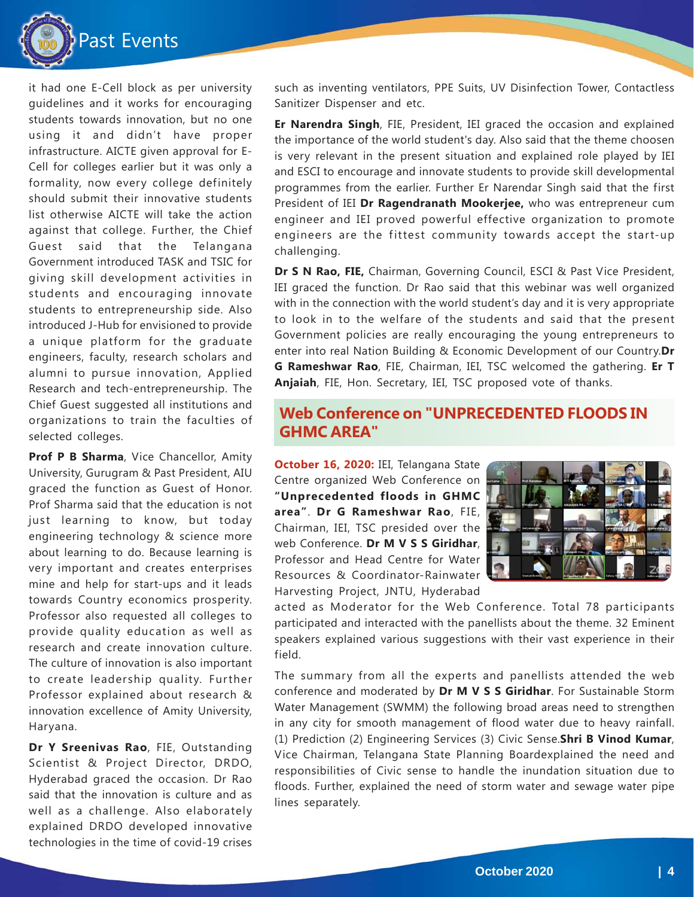it had one E-Cell block as per university guidelines and it works for encouraging students towards innovation, but no one using it and didn't have proper infrastructure. AICTE given approval for E-Cell for colleges earlier but it was only a formality, now every college definitely should submit their innovative students list otherwise AICTE will take the action against that college. Further, the Chief Guest said that the Telangana Government introduced TASK and TSIC for giving skill development activities in students and encouraging innovate students to entrepreneurship side. Also introduced J-Hub for envisioned to provide a unique platform for the graduate engineers, faculty, research scholars and alumni to pursue innovation, Applied Research and tech-entrepreneurship. The Chief Guest suggested all institutions and organizations to train the faculties of selected colleges.

**Prof P B Sharma**, Vice Chancellor, Amity University, Gurugram & Past President, AIU graced the function as Guest of Honor. Prof Sharma said that the education is not just learning to know, but today engineering technology & science more about learning to do. Because learning is very important and creates enterprises mine and help for start-ups and it leads towards Country economics prosperity. Professor also requested all colleges to provide quality education as well as research and create innovation culture. The culture of innovation is also important to create leadership quality. Further Professor explained about research & innovation excellence of Amity University, Haryana.

**Dr Y Sreenivas Rao**, FIE, Outstanding Scientist & Project Director, DRDO, Hyderabad graced the occasion. Dr Rao said that the innovation is culture and as well as a challenge. Also elaborately explained DRDO developed innovative technologies in the time of covid-19 crises such as inventing ventilators, PPE Suits, UV Disinfection Tower, Contactless Sanitizer Dispenser and etc.

**Er Narendra Singh**, FIE, President, IEI graced the occasion and explained the importance of the world student's day. Also said that the theme choosen is very relevant in the present situation and explained role played by IEI and ESCI to encourage and innovate students to provide skill developmental programmes from the earlier. Further Er Narendar Singh said that the first President of IEI **Dr Ragendranath Mookerjee,** who was entrepreneur cum engineer and IEI proved powerful effective organization to promote engineers are the fittest community towards accept the start-up challenging.

**Dr S N Rao, FIE,** Chairman, Governing Council, ESCI & Past Vice President, IEI graced the function. Dr Rao said that this webinar was well organized with in the connection with the world student's day and it is very appropriate to look in to the welfare of the students and said that the present Government policies are really encouraging the young entrepreneurs to enter into real Nation Building & Economic Development of our Country. **Dr G Rameshwar Rao**, FIE, Chairman, IEI, TSC welcomed the gathering. **Er T Anjaiah**, FIE, Hon. Secretary, IEI, TSC proposed vote of thanks.

## Web Conference on "UNPRECEDENTED FLOODS IN GHMC AREA"

**October 16, 2020:** IEI, Telangana State Centre organized Web Conference on **"Unprecedented floods in GHMC area"**. **Dr G Rameshwar Rao**, FIE, Chairman, IEI, TSC presided over the web Conference. **Dr M V S S Giridhar**, Professor and Head Centre for Water Resources & Coordinator-Rainwater Harvesting Project, JNTU, Hyderabad acted as Moderator for the Web Conference. Total 78 participants participated and interacted with the panellists about the theme. 32 Eminent speakers explained various suggestions with their vast experience in their field.

The summary from all the experts and panellists attended the web conference and moderated by **Dr M V S S Giridhar**. For Sustainable Storm Water Management (SWMM) the following broad areas need to strengthen in any city for smooth management of flood water due to heavy rainfall. (1) Prediction (2) Engineering Services (3) Civic Sense. **Shri B Vinod Kumar**, Vice Chairman, Telangana State Planning Boardexplained the need and responsibilities of Civic sense to handle the inundation situation due to floods. Further, explained the need of storm water and sewage water pipe lines separately.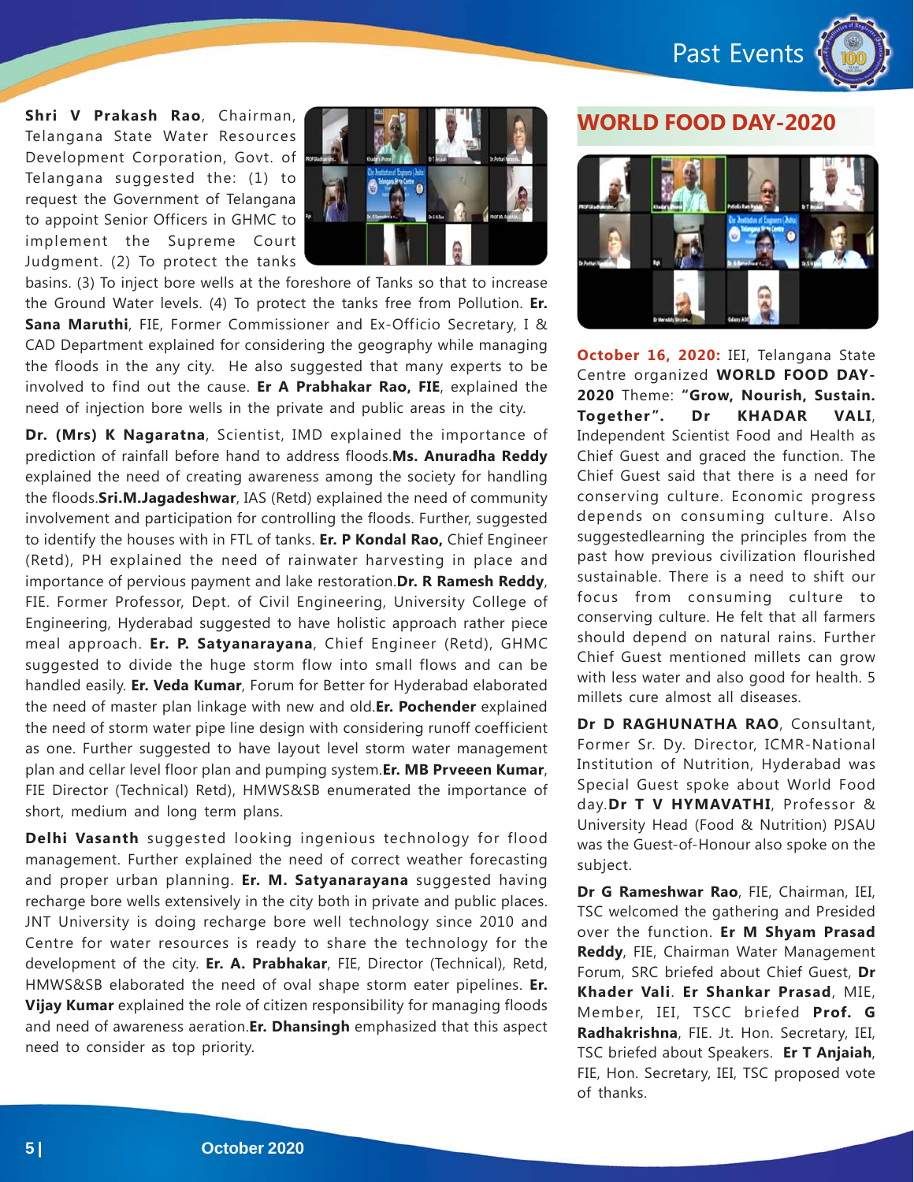**Shri V Prakash Rao**, Chairman, Telangana State Water Resources Development Corporation, Govt. of Telangana suggested the: (1) to request the Government of Telangana to appoint Senior Officers in GHMC to implement the Supreme Court Judgment. (2) To protect the tanks basins. (3) To inject bore wells at the foreshore of Tanks so that to increase the Ground Water levels. (4) To protect the tanks free from Pollution. **Er. Sana Maruthi**, FIE, Former Commissioner and Ex-Officio Secretary, I & CAD Department explained for considering the geography while managing the floods in the any city. He also suggested that many experts to be involved to find out the cause. **Er A Prabhakar Rao, FIE**, explained the need of injection bore wells in the private and public areas in the city.

**Dr. (Mrs) K Nagaratna**, Scientist, IMD explained the importance of prediction of rainfall before hand to address floods.**Ms. Anuradha Reddy** explained the need of creating awareness among the society for handling the floods.**Sri.M.Jagadeshwar**, IAS (Retd) explained the need of community involvement and participation for controlling the floods. Further, suggested to identify the houses with in FTL of tanks. **Er. P Kondal Rao,** Chief Engineer (Retd), PH explained the need of rainwater harvesting in place and importance of pervious payment and lake restoration.**Dr. R Ramesh Reddy**, FIE. Former Professor, Dept. of Civil Engineering, University College of Engineering, Hyderabad suggested to have holistic approach rather piece meal approach. **Er. P. Satyanarayana**, Chief Engineer (Retd), GHMC suggested to divide the huge storm flow into small flows and can be handled easily. **Er. Veda Kumar**, Forum for Better for Hyderabad elaborated the need of master plan linkage with new and old.**Er. Pochender** explained the need of storm water pipe line design with considering runoff coefficient as one. Further suggested to have layout level storm water management plan and cellar level floor plan and pumping system.**Er. MB Prveeen Kumar**, FIE Director (Technical) Retd), HMWS&SB enumerated the importance of short, medium and long term plans.

**Delhi Vasanth** suggested looking ingenious technology for flood management. Further explained the need of correct weather forecasting and proper urban planning. **Er. M. Satyanarayana** suggested having recharge bore wells extensively in the city both in private and public places. JNT University is doing recharge bore well technology since 2010 and Centre for water resources is ready to share the technology for the development of the city. **Er. A. Prabhakar**, FIE, Director (Technical), Retd, HMWS&SB elaborated the need of oval shape storm eater pipelines. **Er. Vijay Kumar** explained the role of citizen responsibility for managing floods and need of awareness aeration.**Er. Dhansingh** emphasized that this aspect need to consider as top priority.

## WORLD FOOD DAY-2020

**October 16, 2020:** IEI, Telangana State Centre organized **WORLD FOOD DAY-2020** Theme: **"Grow, Nourish, Sustain. Together". Dr KHADAR VALI**, Independent Scientist Food and Health as Chief Guest and graced the function. The Chief Guest said that there is a need for conserving culture. Economic progress depends on consuming culture. Also suggestedlearning the principles from the past how previous civilization flourished sustainable. There is a need to shift our focus from consuming culture to conserving culture. He felt that all farmers should depend on natural rains. Further Chief Guest mentioned millets can grow with less water and also good for health. 5 millets cure almost all diseases.

**Dr D RAGHUNATHA RAO**, Consultant, Former Sr. Dy. Director, ICMR-National Institution of Nutrition, Hyderabad was Special Guest spoke about World Food day.**Dr T V HYMAVATHI**, Professor & University Head (Food & Nutrition) PJSAU was the Guest-of-Honour also spoke on the subject.

**Dr G Rameshwar Rao**, FIE, Chairman, IEI, TSC welcomed the gathering and Presided over the function. **Er M Shyam Prasad Reddy**, FIE, Chairman Water Management Forum, SRC briefed about Chief Guest, **Dr Khader Vali**. **Er Shankar Prasad**, MIE, Member, IEI, TSCC briefed **Prof. G Radhakrishna**, FIE. Jt. Hon. Secretary, IEI, TSC briefed about Speakers. **Er T Anjaiah**, FIE, Hon. Secretary, IEI, TSC proposed vote of thanks.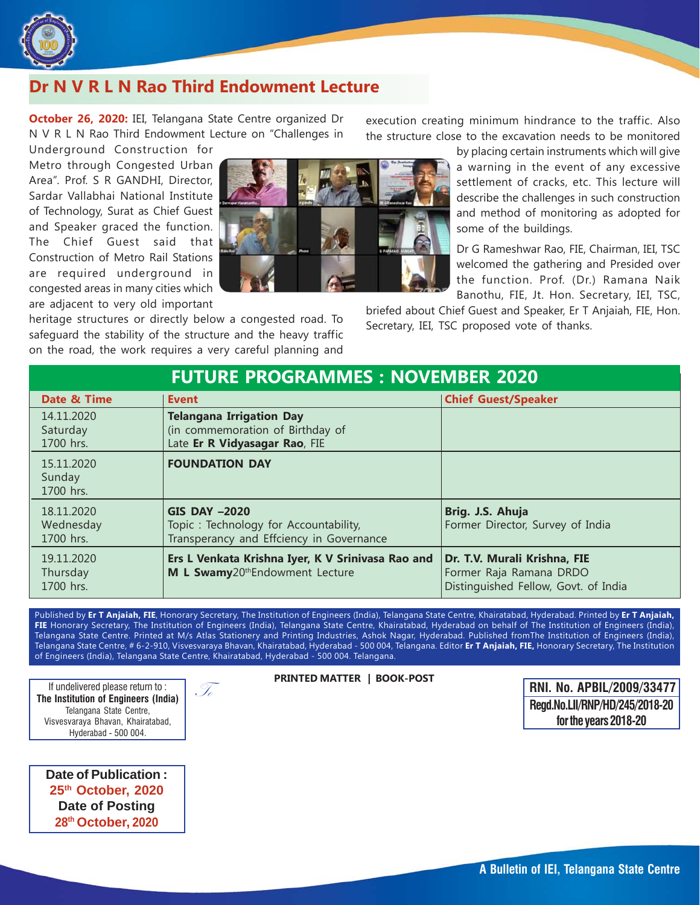## Dr N V R L N Rao Third Endowment Lecture

**October 26, 2020:** IEI, Telangana State Centre organized Dr N V R L N Rao Third Endowment Lecture on "Challenges in Underground Construction for Metro through Congested Urban Area". Prof. S R GANDHI, Director, Sardar Vallabhai National Institute of Technology, Surat as Chief Guest and Speaker graced the function. The Chief Guest said that Construction of Metro Rail Stations are required underground in congested areas in many cities which are adjacent to very old important heritage structures or directly below a congested road. To safeguard the stability of the structure and the heavy traffic on the road, the work requires a very careful planning and execution creating minimum hindrance to the traffic. Also the structure close to the excavation needs to be monitored by placing certain instruments which will give a warning in the event of any excessive settlement of cracks, etc. This lecture will describe the challenges in such construction and method of monitoring as adopted for some of the buildings.

Dr G Rameshwar Rao, FIE, Chairman, IEI, TSC welcomed the gathering and Presided over the function. Prof. (Dr.) Ramana Naik Banothu, FIE, Jt. Hon. Secretary, IEI, TSC, briefed about Chief Guest and Speaker, Er T Anjaiah, FIE, Hon. Secretary, IEI, TSC proposed vote of thanks.

## FUTURE PROGRAMMES : NOVEMBER 2020

| Date & Time | Event | Chief Guest/Speaker |
|---|---|---|
| 14.11.2020 Saturday 1700 hrs. | **Telangana Irrigation Day** (in commemoration of Birthday of Late **Er R Vidyasagar Rao**, FIE | |
| 15.11.2020 Sunday 1700 hrs. | **FOUNDATION DAY** | |
| 18.11.2020 Wednesday 1700 hrs. | **GIS DAY –2020** Topic : Technology for Accountability, Transperancy and Effciency in Governance | **Brig. J.S. Ahuja** Former Director, Survey of India |
| 19.11.2020 Thursday 1700 hrs. | **Ers L Venkata Krishna Iyer, K V Srinivasa Rao and M L Swamy** 20th Endowment Lecture | **Dr. T.V. Murali Krishna, FIE** Former Raja Ramana DRDO Distinguished Fellow, Govt. of India |

Published by **Er T Anjaiah, FIE**, Honorary Secretary, The Institution of Engineers (India), Telangana State Centre, Khairatabad, Hyderabad. Printed by **Er T Anjaiah, FIE** Honorary Secretary, The Institution of Engineers (India), Telangana State Centre, Khairatabad, Hyderabad on behalf of The Institution of Engineers (India), Telangana State Centre. Printed at M/s Atlas Stationery and Printing Industries, Ashok Nagar, Hyderabad. Published fromThe Institution of Engineers (India), Telangana State Centre, # 6-2-910, Visvesvaraya Bhavan, Khairatabad, Hyderabad - 500 004, Telangana. Editor **Er T Anjaiah, FIE,** Honorary Secretary, The Institution of Engineers (India), Telangana State Centre, Khairatabad, Hyderabad - 500 004. Telangana.

If undelivered please return to :
**The Institution of Engineers (India)**
Telangana State Centre,
Visvesvaraya Bhavan, Khairatabad,
Hyderabad - 500 004.

*To*

**PRINTED MATTER | BOOK-POST**

**RNI. No. APBIL/2009/33477**
**Regd.No.LII/RNP/HD/245/2018-20 for the years 2018-20**

**Date of Publication :**
**25th October, 2020**
**Date of Posting**
**28th October, 2020**

**A Bulletin of IEI, Telangana State Centre**